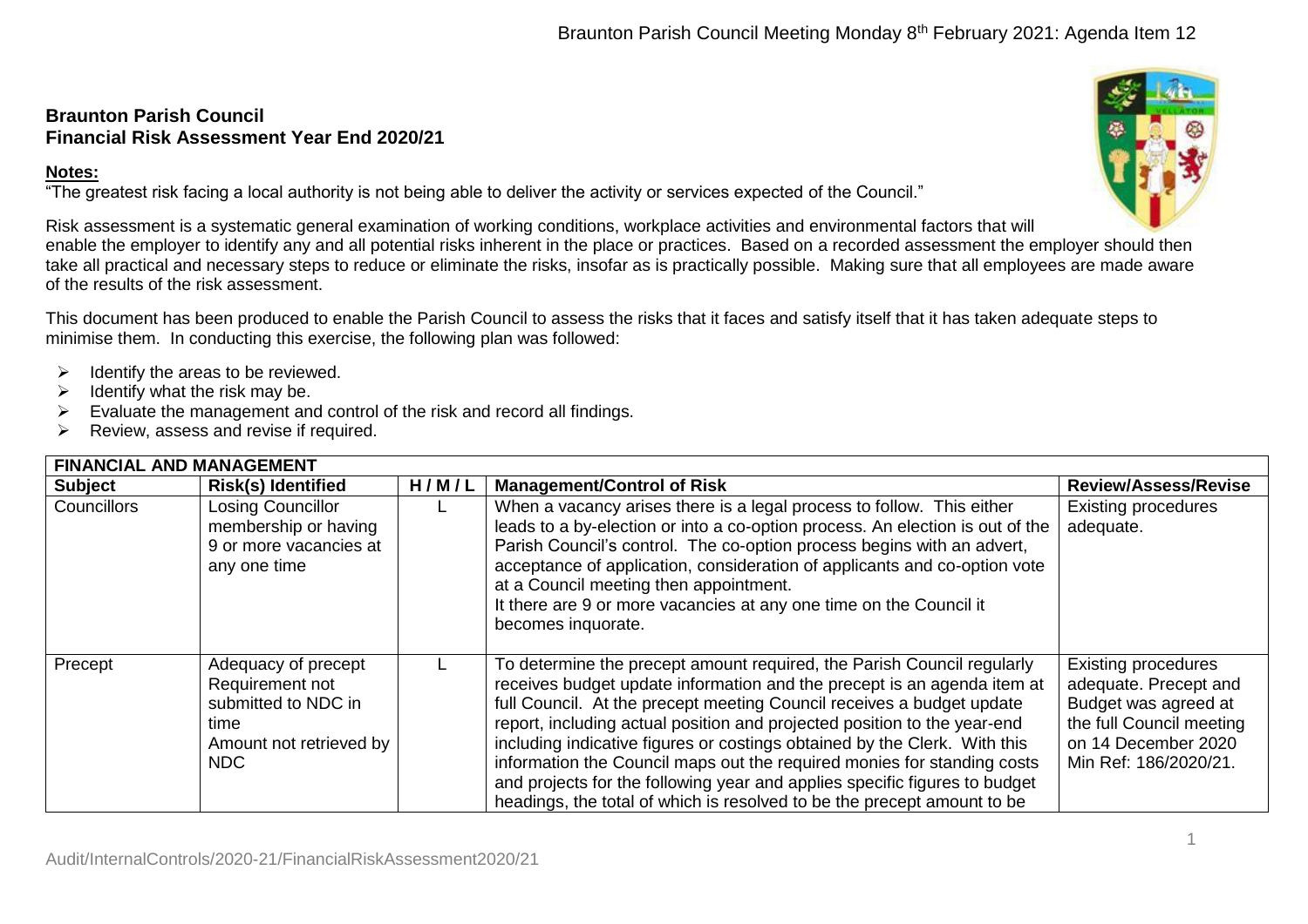## Braunton Parish Council
## Financial Risk Assessment Year End 2020/21

**Notes:**

"The greatest risk facing a local authority is not being able to deliver the activity or services expected of the Council."

Risk assessment is a systematic general examination of working conditions, workplace activities and environmental factors that will enable the employer to identify any and all potential risks inherent in the place or practices. Based on a recorded assessment the employer should then take all practical and necessary steps to reduce or eliminate the risks, insofar as is practically possible. Making sure that all employees are made aware of the results of the risk assessment.

This document has been produced to enable the Parish Council to assess the risks that it faces and satisfy itself that it has taken adequate steps to minimise them. In conducting this exercise, the following plan was followed:

- Identify the areas to be reviewed.
- Identify what the risk may be.
- Evaluate the management and control of the risk and record all findings.
- Review, assess and revise if required.

| **FINANCIAL AND MANAGEMENT** | | | | |
|---|---|---|---|---|
| **Subject** | **Risk(s) Identified** | **H / M / L** | **Management/Control of Risk** | **Review/Assess/Revise** |
| Councillors | Losing Councillor membership or having 9 or more vacancies at any one time | L | When a vacancy arises there is a legal process to follow. This either leads to a by-election or into a co-option process. An election is out of the Parish Council's control. The co-option process begins with an advert, acceptance of application, consideration of applicants and co-option vote at a Council meeting then appointment.<br>It there are 9 or more vacancies at any one time on the Council it becomes inquorate. | Existing procedures adequate. |
| Precept | Adequacy of precept<br>Requirement not submitted to NDC in time<br>Amount not retrieved by NDC | L | To determine the precept amount required, the Parish Council regularly receives budget update information and the precept is an agenda item at full Council. At the precept meeting Council receives a budget update report, including actual position and projected position to the year-end including indicative figures or costings obtained by the Clerk. With this information the Council maps out the required monies for standing costs and projects for the following year and applies specific figures to budget headings, the total of which is resolved to be the precept amount to be | Existing procedures adequate. Precept and Budget was agreed at the full Council meeting on 14 December 2020 Min Ref: 186/2020/21. |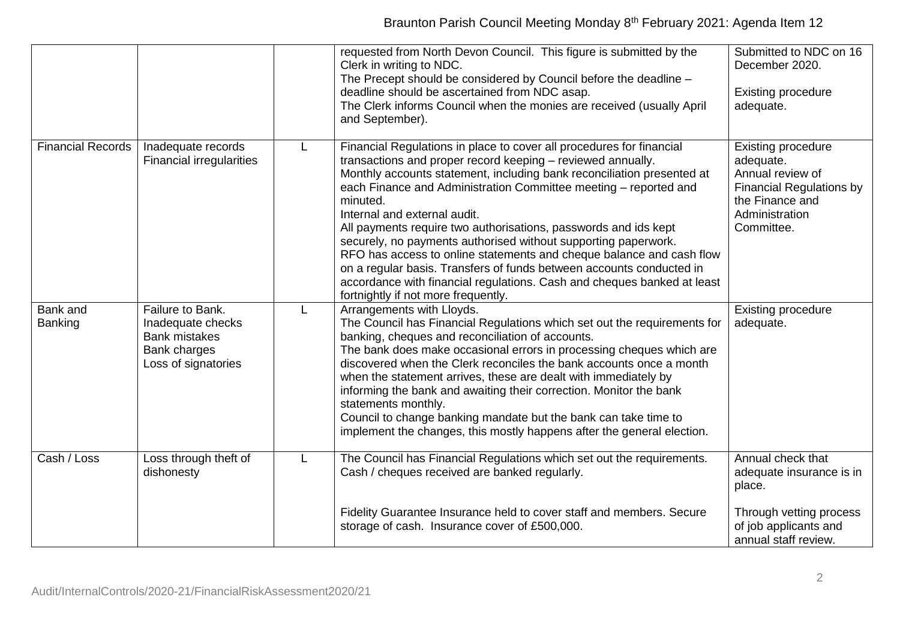| | | | | |
|---|---|---|---|---|
| | | | requested from North Devon Council. This figure is submitted by the Clerk in writing to NDC.<br>The Precept should be considered by Council before the deadline – deadline should be ascertained from NDC asap.<br>The Clerk informs Council when the monies are received (usually April and September). | Submitted to NDC on 16 December 2020.<br><br>Existing procedure adequate. |
| Financial Records | Inadequate records<br>Financial irregularities | L | Financial Regulations in place to cover all procedures for financial transactions and proper record keeping – reviewed annually.<br>Monthly accounts statement, including bank reconciliation presented at each Finance and Administration Committee meeting – reported and minuted.<br>Internal and external audit.<br>All payments require two authorisations, passwords and ids kept securely, no payments authorised without supporting paperwork.<br>RFO has access to online statements and cheque balance and cash flow on a regular basis. Transfers of funds between accounts conducted in accordance with financial regulations. Cash and cheques banked at least fortnightly if not more frequently. | Existing procedure adequate.<br>Annual review of Financial Regulations by the Finance and Administration Committee. |
| Bank and Banking | Failure to Bank.<br>Inadequate checks<br>Bank mistakes<br>Bank charges<br>Loss of signatories | L | Arrangements with Lloyds.<br>The Council has Financial Regulations which set out the requirements for banking, cheques and reconciliation of accounts.<br>The bank does make occasional errors in processing cheques which are discovered when the Clerk reconciles the bank accounts once a month when the statement arrives, these are dealt with immediately by informing the bank and awaiting their correction. Monitor the bank statements monthly.<br>Council to change banking mandate but the bank can take time to implement the changes, this mostly happens after the general election. | Existing procedure adequate. |
| Cash / Loss | Loss through theft of dishonesty | L | The Council has Financial Regulations which set out the requirements. Cash / cheques received are banked regularly.<br><br>Fidelity Guarantee Insurance held to cover staff and members. Secure storage of cash. Insurance cover of £500,000. | Annual check that adequate insurance is in place.<br><br>Through vetting process of job applicants and annual staff review. |

Audit/InternalControls/2020-21/FinancialRiskAssessment2020/21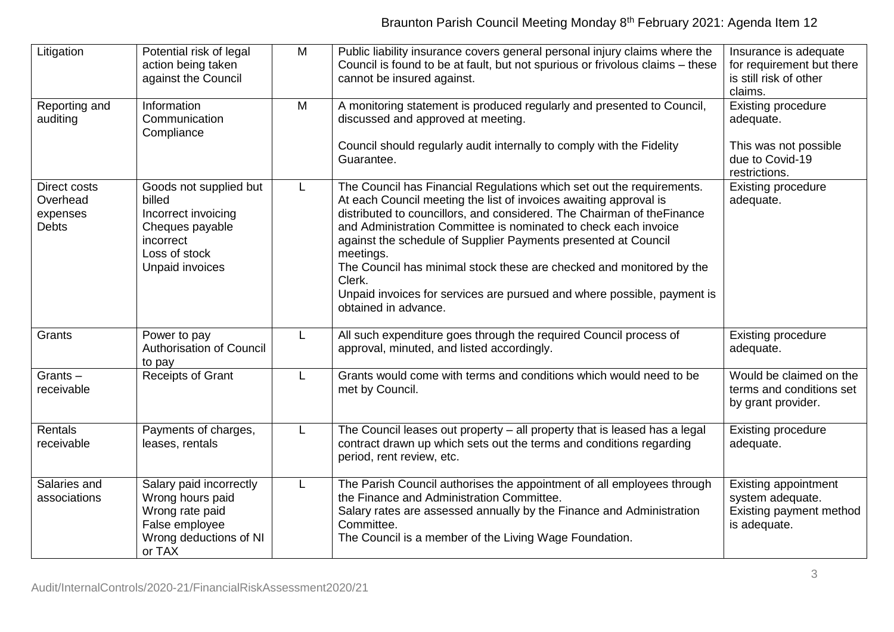| Litigation | Potential risk of legal action being taken against the Council | M | Public liability insurance covers general personal injury claims where the Council is found to be at fault, but not spurious or frivolous claims – these cannot be insured against. | Insurance is adequate for requirement but there is still risk of other claims. |
|---|---|---|---|---|
| Reporting and auditing | Information Communication Compliance | M | A monitoring statement is produced regularly and presented to Council, discussed and approved at meeting.<br><br>Council should regularly audit internally to comply with the Fidelity Guarantee. | Existing procedure adequate.<br><br>This was not possible due to Covid-19 restrictions. |
| Direct costs<br>Overhead expenses<br>Debts | Goods not supplied but billed<br>Incorrect invoicing<br>Cheques payable incorrect<br>Loss of stock<br>Unpaid invoices | L | The Council has Financial Regulations which set out the requirements. At each Council meeting the list of invoices awaiting approval is distributed to councillors, and considered. The Chairman of theFinance and Administration Committee is nominated to check each invoice against the schedule of Supplier Payments presented at Council meetings.<br>The Council has minimal stock these are checked and monitored by the Clerk.<br>Unpaid invoices for services are pursued and where possible, payment is obtained in advance. | Existing procedure adequate. |
| Grants | Power to pay<br>Authorisation of Council to pay | L | All such expenditure goes through the required Council process of approval, minuted, and listed accordingly. | Existing procedure adequate. |
| Grants – receivable | Receipts of Grant | L | Grants would come with terms and conditions which would need to be met by Council. | Would be claimed on the terms and conditions set by grant provider. |
| Rentals receivable | Payments of charges, leases, rentals | L | The Council leases out property – all property that is leased has a legal contract drawn up which sets out the terms and conditions regarding period, rent review, etc. | Existing procedure adequate. |
| Salaries and associations | Salary paid incorrectly<br>Wrong hours paid<br>Wrong rate paid<br>False employee<br>Wrong deductions of NI or TAX | L | The Parish Council authorises the appointment of all employees through the Finance and Administration Committee.<br>Salary rates are assessed annually by the Finance and Administration Committee.<br>The Council is a member of the Living Wage Foundation. | Existing appointment system adequate.<br>Existing payment method is adequate. |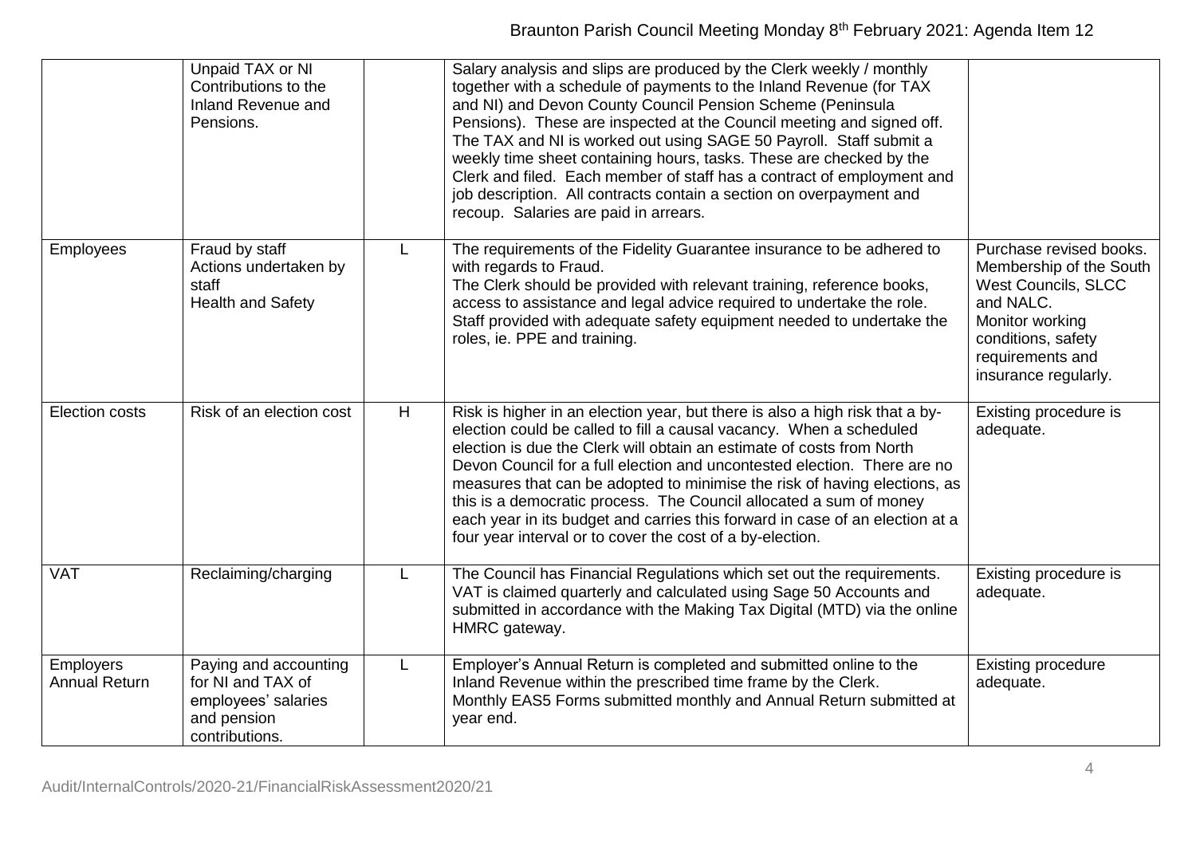| | | | | |
|---|---|---|---|---|
| | Unpaid TAX or NI Contributions to the Inland Revenue and Pensions. | | Salary analysis and slips are produced by the Clerk weekly / monthly together with a schedule of payments to the Inland Revenue (for TAX and NI) and Devon County Council Pension Scheme (Peninsula Pensions). These are inspected at the Council meeting and signed off. The TAX and NI is worked out using SAGE 50 Payroll. Staff submit a weekly time sheet containing hours, tasks. These are checked by the Clerk and filed. Each member of staff has a contract of employment and job description. All contracts contain a section on overpayment and recoup. Salaries are paid in arrears. | |
| Employees | Fraud by staff<br>Actions undertaken by staff<br>Health and Safety | L | The requirements of the Fidelity Guarantee insurance to be adhered to with regards to Fraud.<br>The Clerk should be provided with relevant training, reference books, access to assistance and legal advice required to undertake the role.<br>Staff provided with adequate safety equipment needed to undertake the roles, ie. PPE and training. | Purchase revised books. Membership of the South West Councils, SLCC and NALC.<br>Monitor working conditions, safety requirements and insurance regularly. |
| Election costs | Risk of an election cost | H | Risk is higher in an election year, but there is also a high risk that a by-election could be called to fill a causal vacancy. When a scheduled election is due the Clerk will obtain an estimate of costs from North Devon Council for a full election and uncontested election. There are no measures that can be adopted to minimise the risk of having elections, as this is a democratic process. The Council allocated a sum of money each year in its budget and carries this forward in case of an election at a four year interval or to cover the cost of a by-election. | Existing procedure is adequate. |
| VAT | Reclaiming/charging | L | The Council has Financial Regulations which set out the requirements. VAT is claimed quarterly and calculated using Sage 50 Accounts and submitted in accordance with the Making Tax Digital (MTD) via the online HMRC gateway. | Existing procedure is adequate. |
| Employers Annual Return | Paying and accounting for NI and TAX of employees' salaries and pension contributions. | L | Employer's Annual Return is completed and submitted online to the Inland Revenue within the prescribed time frame by the Clerk.<br>Monthly EAS5 Forms submitted monthly and Annual Return submitted at year end. | Existing procedure adequate. |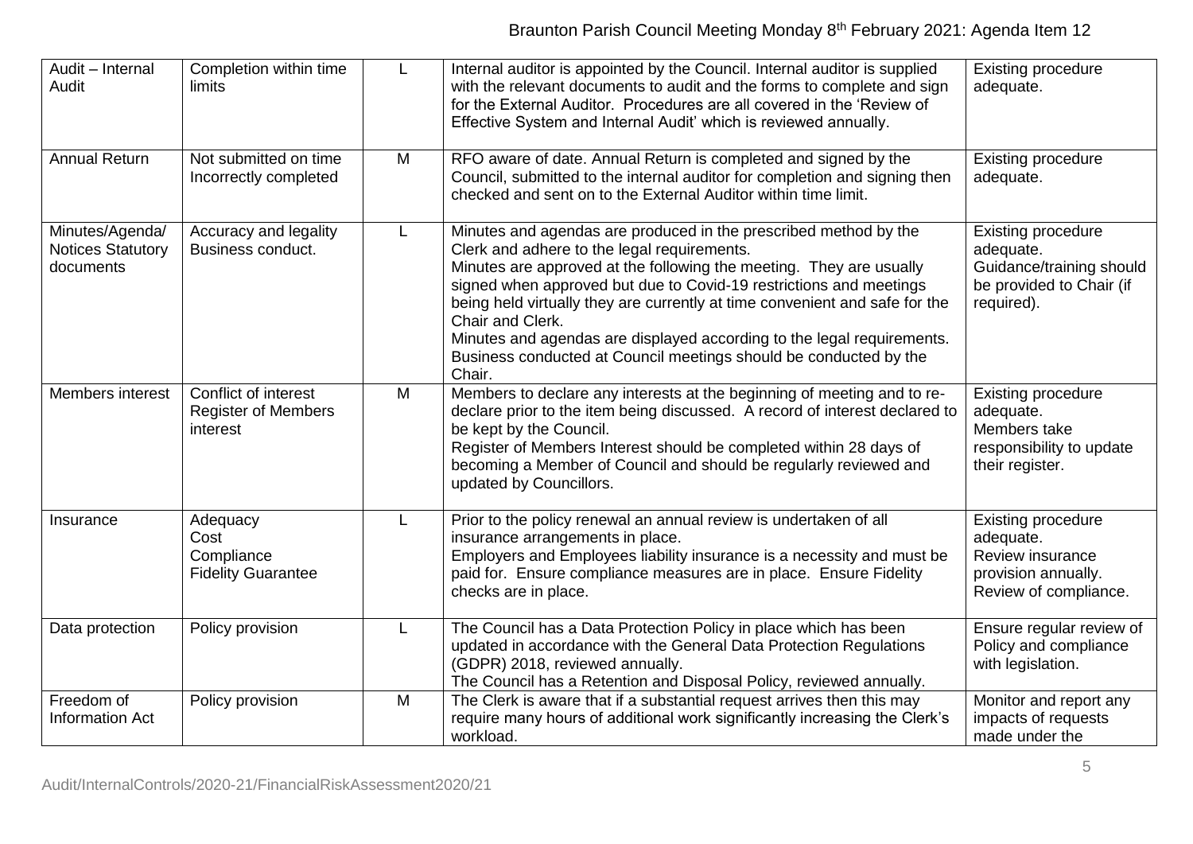| Audit – Internal Audit | Completion within time limits | L | Internal auditor is appointed by the Council. Internal auditor is supplied with the relevant documents to audit and the forms to complete and sign for the External Auditor. Procedures are all covered in the 'Review of Effective System and Internal Audit' which is reviewed annually. | Existing procedure adequate. |
|---|---|---|---|---|
| Annual Return | Not submitted on time<br>Incorrectly completed | M | RFO aware of date. Annual Return is completed and signed by the Council, submitted to the internal auditor for completion and signing then checked and sent on to the External Auditor within time limit. | Existing procedure adequate. |
| Minutes/Agenda/ Notices Statutory documents | Accuracy and legality<br>Business conduct. | L | Minutes and agendas are produced in the prescribed method by the Clerk and adhere to the legal requirements.<br>Minutes are approved at the following the meeting. They are usually signed when approved but due to Covid-19 restrictions and meetings being held virtually they are currently at time convenient and safe for the Chair and Clerk.<br>Minutes and agendas are displayed according to the legal requirements.<br>Business conducted at Council meetings should be conducted by the Chair. | Existing procedure adequate.<br>Guidance/training should be provided to Chair (if required). |
| Members interest | Conflict of interest<br>Register of Members interest | M | Members to declare any interests at the beginning of meeting and to re-declare prior to the item being discussed. A record of interest declared to be kept by the Council.<br>Register of Members Interest should be completed within 28 days of becoming a Member of Council and should be regularly reviewed and updated by Councillors. | Existing procedure adequate.<br>Members take responsibility to update their register. |
| Insurance | Adequacy<br>Cost<br>Compliance<br>Fidelity Guarantee | L | Prior to the policy renewal an annual review is undertaken of all insurance arrangements in place.<br>Employers and Employees liability insurance is a necessity and must be paid for. Ensure compliance measures are in place. Ensure Fidelity checks are in place. | Existing procedure adequate.<br>Review insurance provision annually.<br>Review of compliance. |
| Data protection | Policy provision | L | The Council has a Data Protection Policy in place which has been updated in accordance with the General Data Protection Regulations (GDPR) 2018, reviewed annually.<br>The Council has a Retention and Disposal Policy, reviewed annually. | Ensure regular review of Policy and compliance with legislation. |
| Freedom of Information Act | Policy provision | M | The Clerk is aware that if a substantial request arrives then this may require many hours of additional work significantly increasing the Clerk's workload. | Monitor and report any impacts of requests made under the |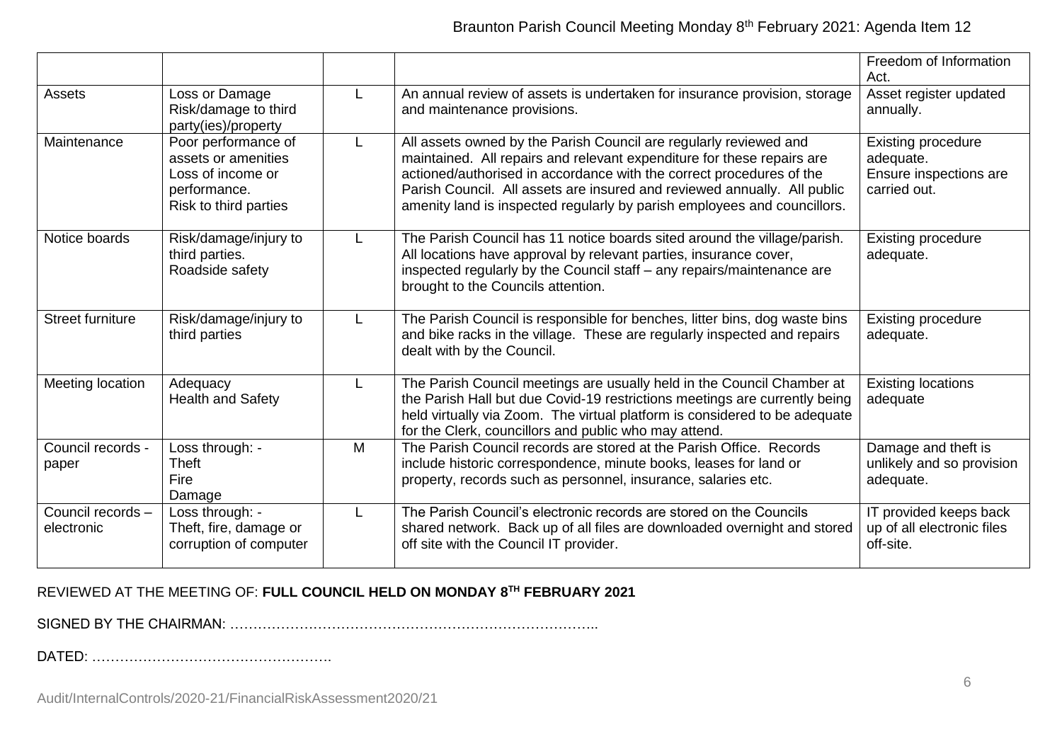| | | | | |
|---|---|---|---|---|
| | | | | Freedom of Information Act. |
| Assets | Loss or Damage<br>Risk/damage to third party(ies)/property | L | An annual review of assets is undertaken for insurance provision, storage and maintenance provisions. | Asset register updated annually. |
| Maintenance | Poor performance of assets or amenities<br>Loss of income or performance.<br>Risk to third parties | L | All assets owned by the Parish Council are regularly reviewed and maintained. All repairs and relevant expenditure for these repairs are actioned/authorised in accordance with the correct procedures of the Parish Council. All assets are insured and reviewed annually. All public amenity land is inspected regularly by parish employees and councillors. | Existing procedure adequate.<br>Ensure inspections are carried out. |
| Notice boards | Risk/damage/injury to third parties.<br>Roadside safety | L | The Parish Council has 11 notice boards sited around the village/parish. All locations have approval by relevant parties, insurance cover, inspected regularly by the Council staff – any repairs/maintenance are brought to the Councils attention. | Existing procedure adequate. |
| Street furniture | Risk/damage/injury to third parties | L | The Parish Council is responsible for benches, litter bins, dog waste bins and bike racks in the village. These are regularly inspected and repairs dealt with by the Council. | Existing procedure adequate. |
| Meeting location | Adequacy<br>Health and Safety | L | The Parish Council meetings are usually held in the Council Chamber at the Parish Hall but due Covid-19 restrictions meetings are currently being held virtually via Zoom. The virtual platform is considered to be adequate for the Clerk, councillors and public who may attend. | Existing locations adequate |
| Council records - paper | Loss through: -<br>Theft<br>Fire<br>Damage | M | The Parish Council records are stored at the Parish Office. Records include historic correspondence, minute books, leases for land or property, records such as personnel, insurance, salaries etc. | Damage and theft is unlikely and so provision adequate. |
| Council records – electronic | Loss through: -<br>Theft, fire, damage or corruption of computer | L | The Parish Council's electronic records are stored on the Councils shared network. Back up of all files are downloaded overnight and stored off site with the Council IT provider. | IT provided keeps back up of all electronic files off-site. |

REVIEWED AT THE MEETING OF: **FULL COUNCIL HELD ON MONDAY 8TH FEBRUARY 2021**

SIGNED BY THE CHAIRMAN: ……………………………………………………………………..

DATED: …………………………………………….

Audit/InternalControls/2020-21/FinancialRiskAssessment2020/21